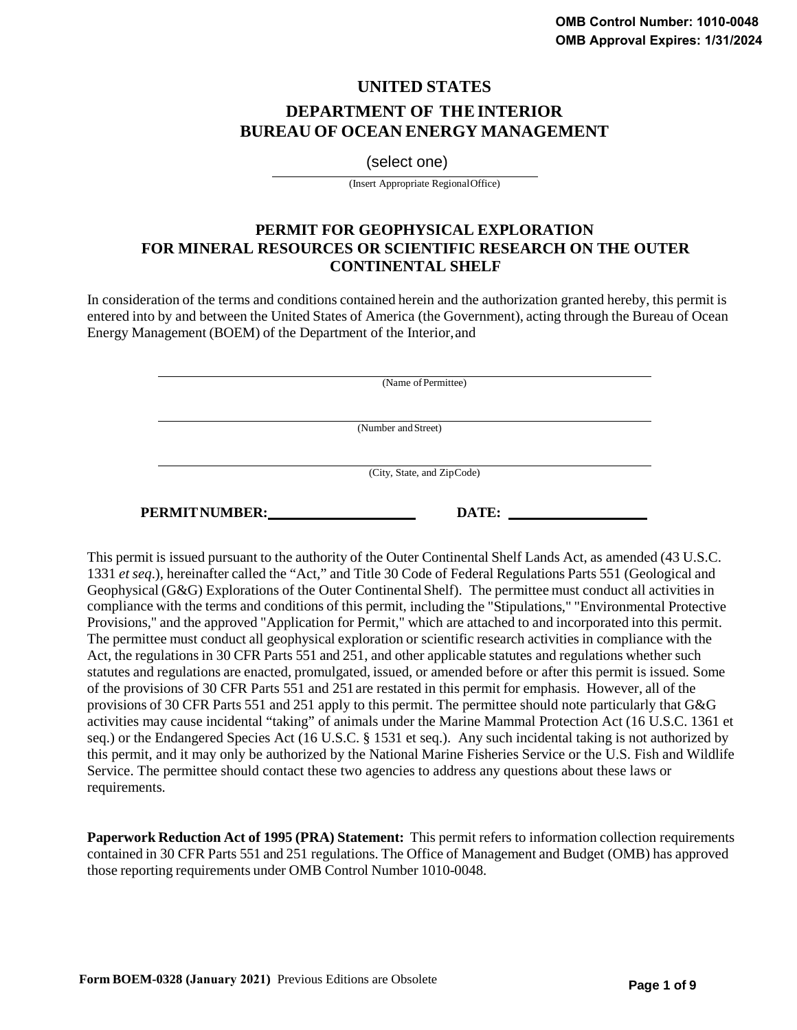OMB Control Number: 1010-0048
OMB Approval Expires: 1/31/2024

# UNITED STATES

## DEPARTMENT OF THE INTERIOR
## BUREAU OF OCEAN ENERGY MANAGEMENT

(select one)

(Insert Appropriate Regional Office)

## PERMIT FOR GEOPHYSICAL EXPLORATION FOR MINERAL RESOURCES OR SCIENTIFIC RESEARCH ON THE OUTER CONTINENTAL SHELF

In consideration of the terms and conditions contained herein and the authorization granted hereby, this permit is entered into by and between the United States of America (the Government), acting through the Bureau of Ocean Energy Management (BOEM) of the Department of the Interior, and

______________________________
(Name of Permittee)

______________________________
(Number and Street)

______________________________
(City, State, and Zip Code)

**PERMIT NUMBER:** ____________________ **DATE:** ____________________

This permit is issued pursuant to the authority of the Outer Continental Shelf Lands Act, as amended (43 U.S.C. 1331 *et seq*.), hereinafter called the "Act," and Title 30 Code of Federal Regulations Parts 551 (Geological and Geophysical (G&G) Explorations of the Outer Continental Shelf). The permittee must conduct all activities in compliance with the terms and conditions of this permit, including the "Stipulations," "Environmental Protective Provisions," and the approved "Application for Permit," which are attached to and incorporated into this permit. The permittee must conduct all geophysical exploration or scientific research activities in compliance with the Act, the regulations in 30 CFR Parts 551 and 251, and other applicable statutes and regulations whether such statutes and regulations are enacted, promulgated, issued, or amended before or after this permit is issued. Some of the provisions of 30 CFR Parts 551 and 251 are restated in this permit for emphasis. However, all of the provisions of 30 CFR Parts 551 and 251 apply to this permit. The permittee should note particularly that G&G activities may cause incidental "taking" of animals under the Marine Mammal Protection Act (16 U.S.C. 1361 et seq.) or the Endangered Species Act (16 U.S.C. § 1531 et seq.). Any such incidental taking is not authorized by this permit, and it may only be authorized by the National Marine Fisheries Service or the U.S. Fish and Wildlife Service. The permittee should contact these two agencies to address any questions about these laws or requirements.

**Paperwork Reduction Act of 1995 (PRA) Statement:** This permit refers to information collection requirements contained in 30 CFR Parts 551 and 251 regulations. The Office of Management and Budget (OMB) has approved those reporting requirements under OMB Control Number 1010-0048.

**Form BOEM-0328 (January 2021)** Previous Editions are Obsolete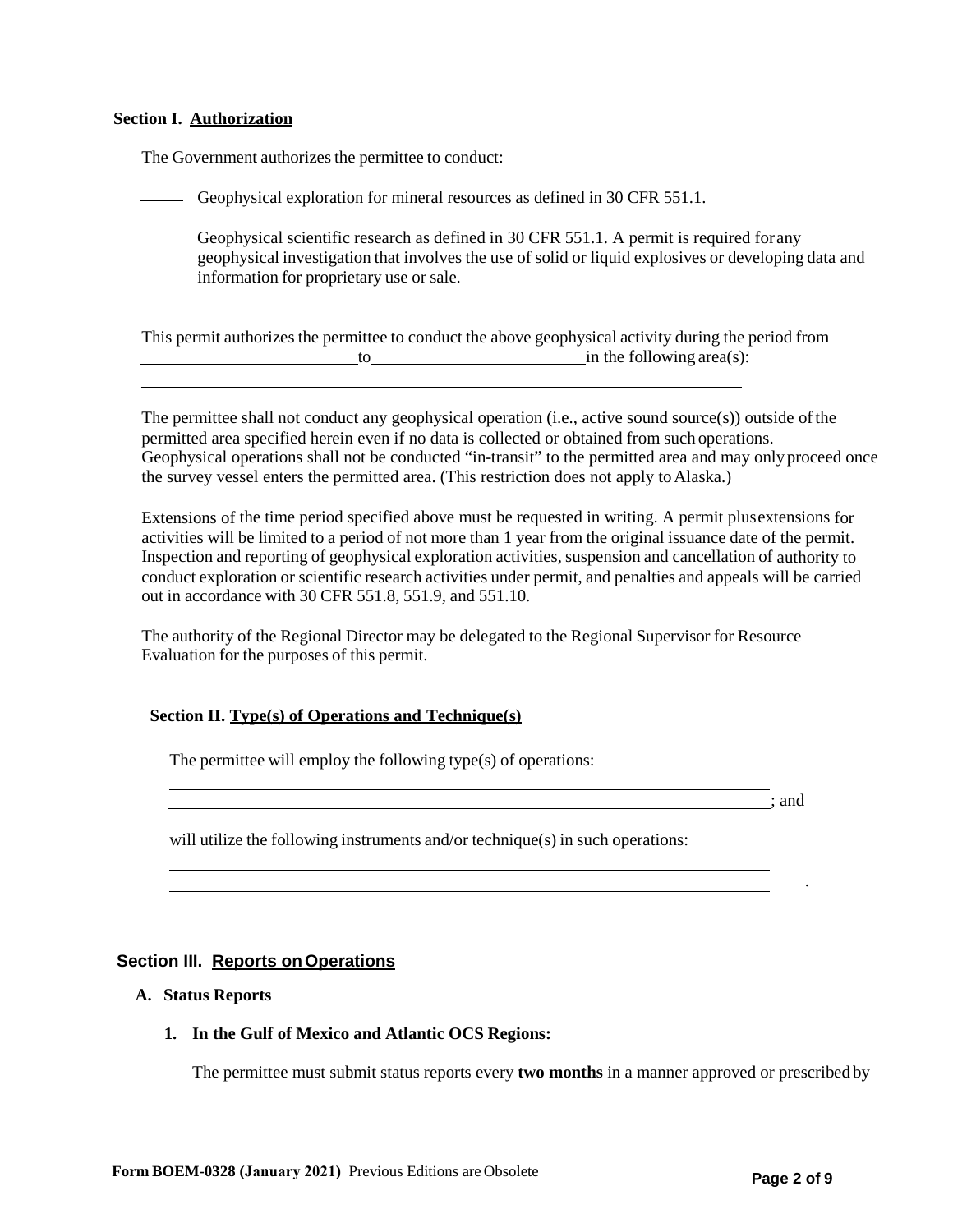## Section I. Authorization

The Government authorizes the permittee to conduct:

_____ Geophysical exploration for mineral resources as defined in 30 CFR 551.1.

_____ Geophysical scientific research as defined in 30 CFR 551.1. A permit is required for any geophysical investigation that involves the use of solid or liquid explosives or developing data and information for proprietary use or sale.

This permit authorizes the permittee to conduct the above geophysical activity during the period from _________________________ to _________________________ in the following area(s): _________________________________________________________________________

The permittee shall not conduct any geophysical operation (i.e., active sound source(s)) outside of the permitted area specified herein even if no data is collected or obtained from such operations. Geophysical operations shall not be conducted "in-transit" to the permitted area and may only proceed once the survey vessel enters the permitted area. (This restriction does not apply to Alaska.)

Extensions of the time period specified above must be requested in writing. A permit plus extensions for activities will be limited to a period of not more than 1 year from the original issuance date of the permit. Inspection and reporting of geophysical exploration activities, suspension and cancellation of authority to conduct exploration or scientific research activities under permit, and penalties and appeals will be carried out in accordance with 30 CFR 551.8, 551.9, and 551.10.

The authority of the Regional Director may be delegated to the Regional Supervisor for Resource Evaluation for the purposes of this permit.

## Section II. Type(s) of Operations and Technique(s)

The permittee will employ the following type(s) of operations:

_________________________________________________________________________
_________________________________________________________________________; and

will utilize the following instruments and/or technique(s) in such operations:

_________________________________________________________________________
_________________________________________________________________________.

## Section III. Reports on Operations

### A. Status Reports

#### 1. In the Gulf of Mexico and Atlantic OCS Regions:

The permittee must submit status reports every **two months** in a manner approved or prescribed by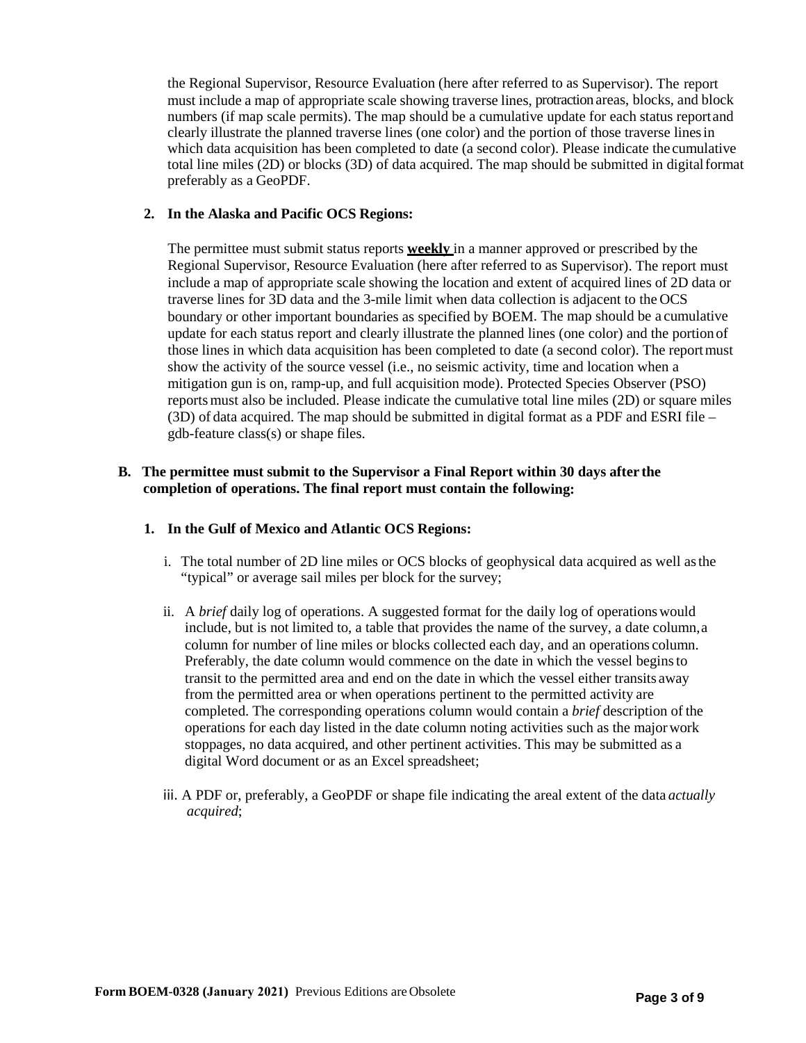the Regional Supervisor, Resource Evaluation (here after referred to as Supervisor). The report must include a map of appropriate scale showing traverse lines, protraction areas, blocks, and block numbers (if map scale permits). The map should be a cumulative update for each status report and clearly illustrate the planned traverse lines (one color) and the portion of those traverse lines in which data acquisition has been completed to date (a second color). Please indicate the cumulative total line miles (2D) or blocks (3D) of data acquired. The map should be submitted in digital format preferably as a GeoPDF.

**2. In the Alaska and Pacific OCS Regions:**

The permittee must submit status reports **weekly** in a manner approved or prescribed by the Regional Supervisor, Resource Evaluation (here after referred to as Supervisor). The report must include a map of appropriate scale showing the location and extent of acquired lines of 2D data or traverse lines for 3D data and the 3-mile limit when data collection is adjacent to the OCS boundary or other important boundaries as specified by BOEM. The map should be a cumulative update for each status report and clearly illustrate the planned lines (one color) and the portion of those lines in which data acquisition has been completed to date (a second color). The report must show the activity of the source vessel (i.e., no seismic activity, time and location when a mitigation gun is on, ramp-up, and full acquisition mode). Protected Species Observer (PSO) reports must also be included. Please indicate the cumulative total line miles (2D) or square miles (3D) of data acquired. The map should be submitted in digital format as a PDF and ESRI file – gdb-feature class(s) or shape files.

**B. The permittee must submit to the Supervisor a Final Report within 30 days after the completion of operations. The final report must contain the following:**

**1. In the Gulf of Mexico and Atlantic OCS Regions:**

i. The total number of 2D line miles or OCS blocks of geophysical data acquired as well as the "typical" or average sail miles per block for the survey;

ii. A *brief* daily log of operations. A suggested format for the daily log of operations would include, but is not limited to, a table that provides the name of the survey, a date column, a column for number of line miles or blocks collected each day, and an operations column. Preferably, the date column would commence on the date in which the vessel begins to transit to the permitted area and end on the date in which the vessel either transits away from the permitted area or when operations pertinent to the permitted activity are completed. The corresponding operations column would contain a *brief* description of the operations for each day listed in the date column noting activities such as the major work stoppages, no data acquired, and other pertinent activities. This may be submitted as a digital Word document or as an Excel spreadsheet;

iii. A PDF or, preferably, a GeoPDF or shape file indicating the areal extent of the data *actually acquired*;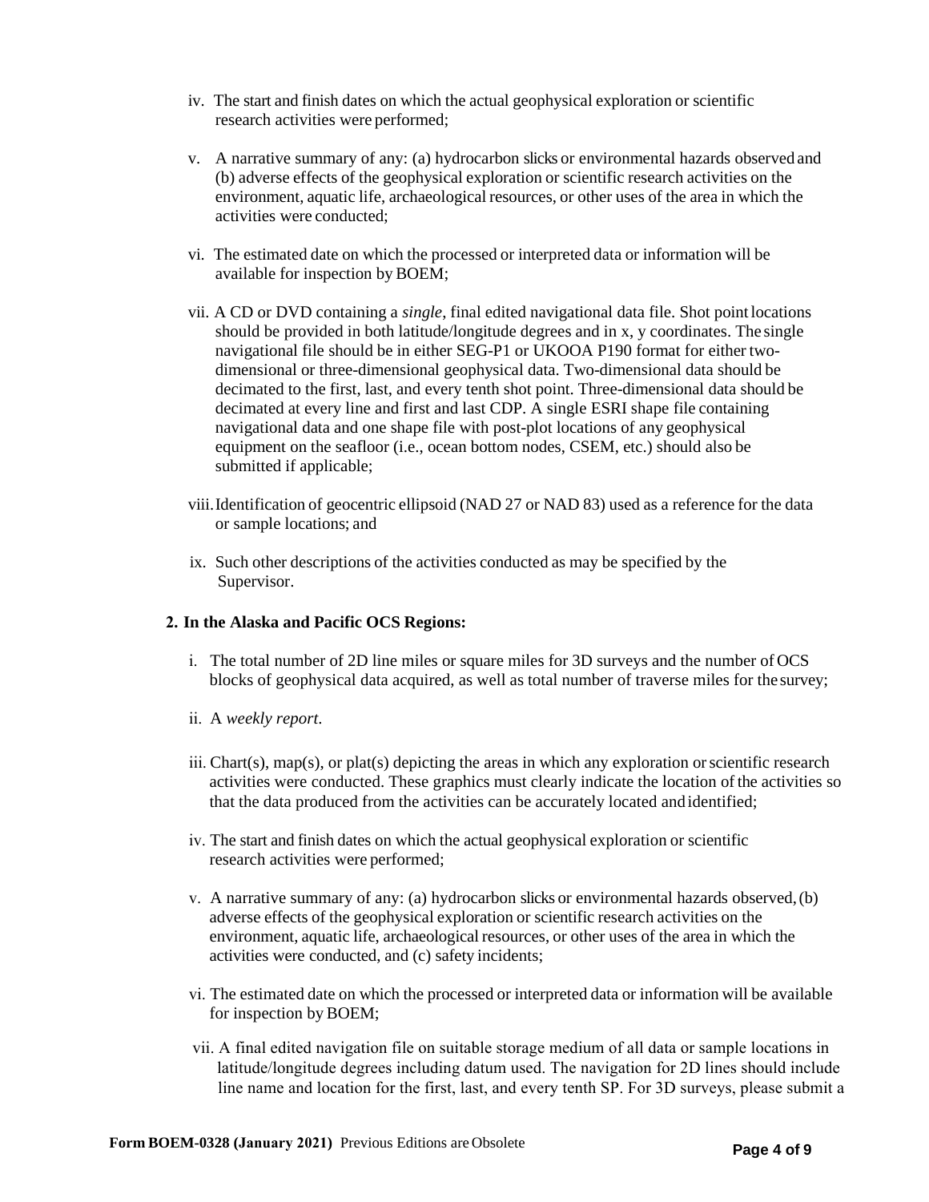iv. The start and finish dates on which the actual geophysical exploration or scientific research activities were performed;

v. A narrative summary of any: (a) hydrocarbon slicks or environmental hazards observed and (b) adverse effects of the geophysical exploration or scientific research activities on the environment, aquatic life, archaeological resources, or other uses of the area in which the activities were conducted;

vi. The estimated date on which the processed or interpreted data or information will be available for inspection by BOEM;

vii. A CD or DVD containing a *single*, final edited navigational data file. Shot point locations should be provided in both latitude/longitude degrees and in x, y coordinates. The single navigational file should be in either SEG-P1 or UKOOA P190 format for either two-dimensional or three-dimensional geophysical data. Two-dimensional data should be decimated to the first, last, and every tenth shot point. Three-dimensional data should be decimated at every line and first and last CDP. A single ESRI shape file containing navigational data and one shape file with post-plot locations of any geophysical equipment on the seafloor (i.e., ocean bottom nodes, CSEM, etc.) should also be submitted if applicable;

viii. Identification of geocentric ellipsoid (NAD 27 or NAD 83) used as a reference for the data or sample locations; and

ix. Such other descriptions of the activities conducted as may be specified by the Supervisor.

**2. In the Alaska and Pacific OCS Regions:**

i. The total number of 2D line miles or square miles for 3D surveys and the number of OCS blocks of geophysical data acquired, as well as total number of traverse miles for the survey;

ii. A *weekly report*.

iii. Chart(s), map(s), or plat(s) depicting the areas in which any exploration or scientific research activities were conducted. These graphics must clearly indicate the location of the activities so that the data produced from the activities can be accurately located and identified;

iv. The start and finish dates on which the actual geophysical exploration or scientific research activities were performed;

v. A narrative summary of any: (a) hydrocarbon slicks or environmental hazards observed, (b) adverse effects of the geophysical exploration or scientific research activities on the environment, aquatic life, archaeological resources, or other uses of the area in which the activities were conducted, and (c) safety incidents;

vi. The estimated date on which the processed or interpreted data or information will be available for inspection by BOEM;

vii. A final edited navigation file on suitable storage medium of all data or sample locations in latitude/longitude degrees including datum used. The navigation for 2D lines should include line name and location for the first, last, and every tenth SP. For 3D surveys, please submit a

**Form BOEM-0328 (January 2021)** Previous Editions are Obsolete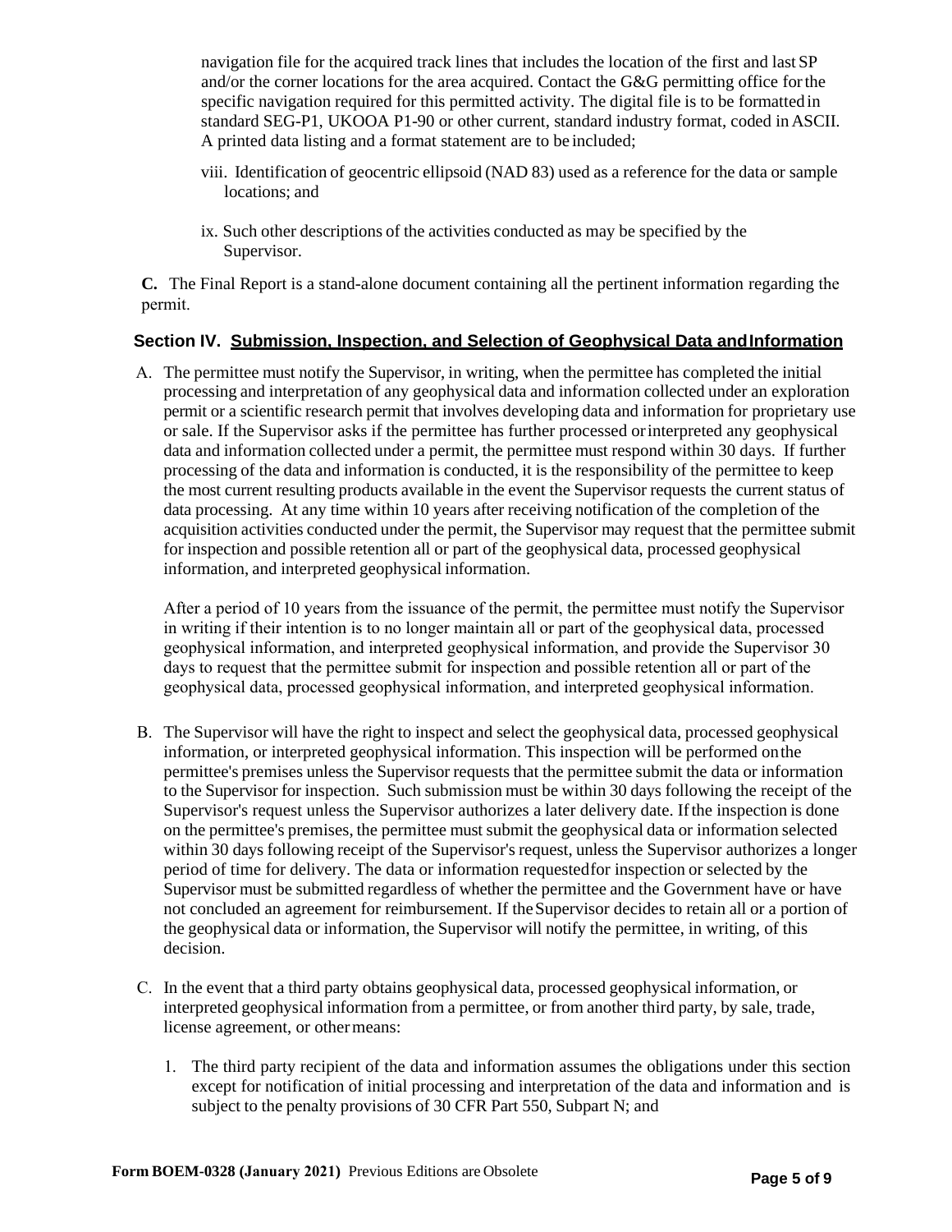navigation file for the acquired track lines that includes the location of the first and last SP and/or the corner locations for the area acquired. Contact the G&G permitting office for the specific navigation required for this permitted activity. The digital file is to be formatted in standard SEG-P1, UKOOA P1-90 or other current, standard industry format, coded in ASCII. A printed data listing and a format statement are to be included;

viii. Identification of geocentric ellipsoid (NAD 83) used as a reference for the data or sample locations; and

ix. Such other descriptions of the activities conducted as may be specified by the Supervisor.

**C.** The Final Report is a stand-alone document containing all the pertinent information regarding the permit.

## Section IV. Submission, Inspection, and Selection of Geophysical Data and Information

A. The permittee must notify the Supervisor, in writing, when the permittee has completed the initial processing and interpretation of any geophysical data and information collected under an exploration permit or a scientific research permit that involves developing data and information for proprietary use or sale. If the Supervisor asks if the permittee has further processed or interpreted any geophysical data and information collected under a permit, the permittee must respond within 30 days. If further processing of the data and information is conducted, it is the responsibility of the permittee to keep the most current resulting products available in the event the Supervisor requests the current status of data processing. At any time within 10 years after receiving notification of the completion of the acquisition activities conducted under the permit, the Supervisor may request that the permittee submit for inspection and possible retention all or part of the geophysical data, processed geophysical information, and interpreted geophysical information.

   After a period of 10 years from the issuance of the permit, the permittee must notify the Supervisor in writing if their intention is to no longer maintain all or part of the geophysical data, processed geophysical information, and interpreted geophysical information, and provide the Supervisor 30 days to request that the permittee submit for inspection and possible retention all or part of the geophysical data, processed geophysical information, and interpreted geophysical information.

B. The Supervisor will have the right to inspect and select the geophysical data, processed geophysical information, or interpreted geophysical information. This inspection will be performed on the permittee's premises unless the Supervisor requests that the permittee submit the data or information to the Supervisor for inspection. Such submission must be within 30 days following the receipt of the Supervisor's request unless the Supervisor authorizes a later delivery date. If the inspection is done on the permittee's premises, the permittee must submit the geophysical data or information selected within 30 days following receipt of the Supervisor's request, unless the Supervisor authorizes a longer period of time for delivery. The data or information requested for inspection or selected by the Supervisor must be submitted regardless of whether the permittee and the Government have or have not concluded an agreement for reimbursement. If the Supervisor decides to retain all or a portion of the geophysical data or information, the Supervisor will notify the permittee, in writing, of this decision.

C. In the event that a third party obtains geophysical data, processed geophysical information, or interpreted geophysical information from a permittee, or from another third party, by sale, trade, license agreement, or other means:

   1. The third party recipient of the data and information assumes the obligations under this section except for notification of initial processing and interpretation of the data and information and is subject to the penalty provisions of 30 CFR Part 550, Subpart N; and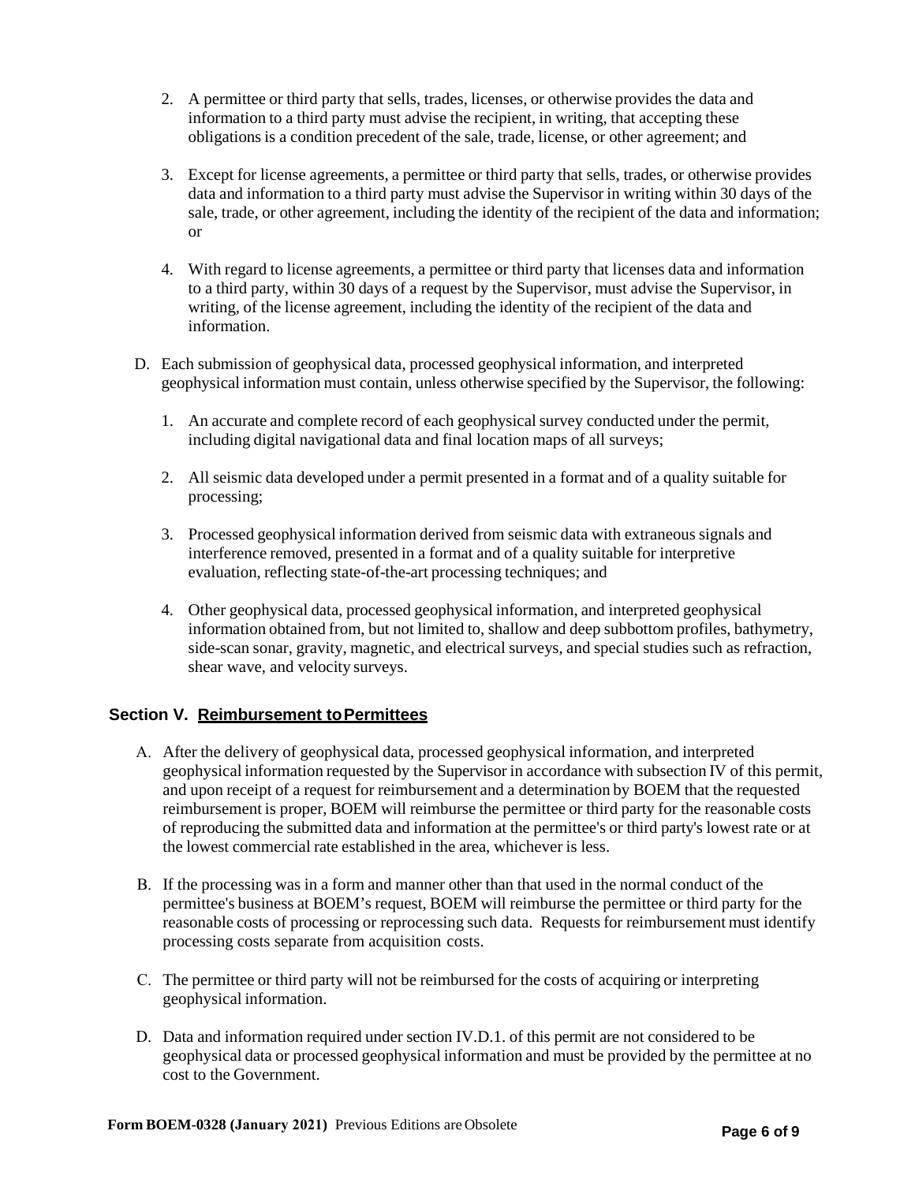2. A permittee or third party that sells, trades, licenses, or otherwise provides the data and information to a third party must advise the recipient, in writing, that accepting these obligations is a condition precedent of the sale, trade, license, or other agreement; and

3. Except for license agreements, a permittee or third party that sells, trades, or otherwise provides data and information to a third party must advise the Supervisor in writing within 30 days of the sale, trade, or other agreement, including the identity of the recipient of the data and information; or

4. With regard to license agreements, a permittee or third party that licenses data and information to a third party, within 30 days of a request by the Supervisor, must advise the Supervisor, in writing, of the license agreement, including the identity of the recipient of the data and information.

D. Each submission of geophysical data, processed geophysical information, and interpreted geophysical information must contain, unless otherwise specified by the Supervisor, the following:

1. An accurate and complete record of each geophysical survey conducted under the permit, including digital navigational data and final location maps of all surveys;

2. All seismic data developed under a permit presented in a format and of a quality suitable for processing;

3. Processed geophysical information derived from seismic data with extraneous signals and interference removed, presented in a format and of a quality suitable for interpretive evaluation, reflecting state-of-the-art processing techniques; and

4. Other geophysical data, processed geophysical information, and interpreted geophysical information obtained from, but not limited to, shallow and deep subbottom profiles, bathymetry, side-scan sonar, gravity, magnetic, and electrical surveys, and special studies such as refraction, shear wave, and velocity surveys.

## Section V. Reimbursement to Permittees

A. After the delivery of geophysical data, processed geophysical information, and interpreted geophysical information requested by the Supervisor in accordance with subsection IV of this permit, and upon receipt of a request for reimbursement and a determination by BOEM that the requested reimbursement is proper, BOEM will reimburse the permittee or third party for the reasonable costs of reproducing the submitted data and information at the permittee's or third party's lowest rate or at the lowest commercial rate established in the area, whichever is less.

B. If the processing was in a form and manner other than that used in the normal conduct of the permittee's business at BOEM's request, BOEM will reimburse the permittee or third party for the reasonable costs of processing or reprocessing such data. Requests for reimbursement must identify processing costs separate from acquisition costs.

C. The permittee or third party will not be reimbursed for the costs of acquiring or interpreting geophysical information.

D. Data and information required under section IV.D.1. of this permit are not considered to be geophysical data or processed geophysical information and must be provided by the permittee at no cost to the Government.

**Form BOEM-0328 (January 2021)** Previous Editions are Obsolete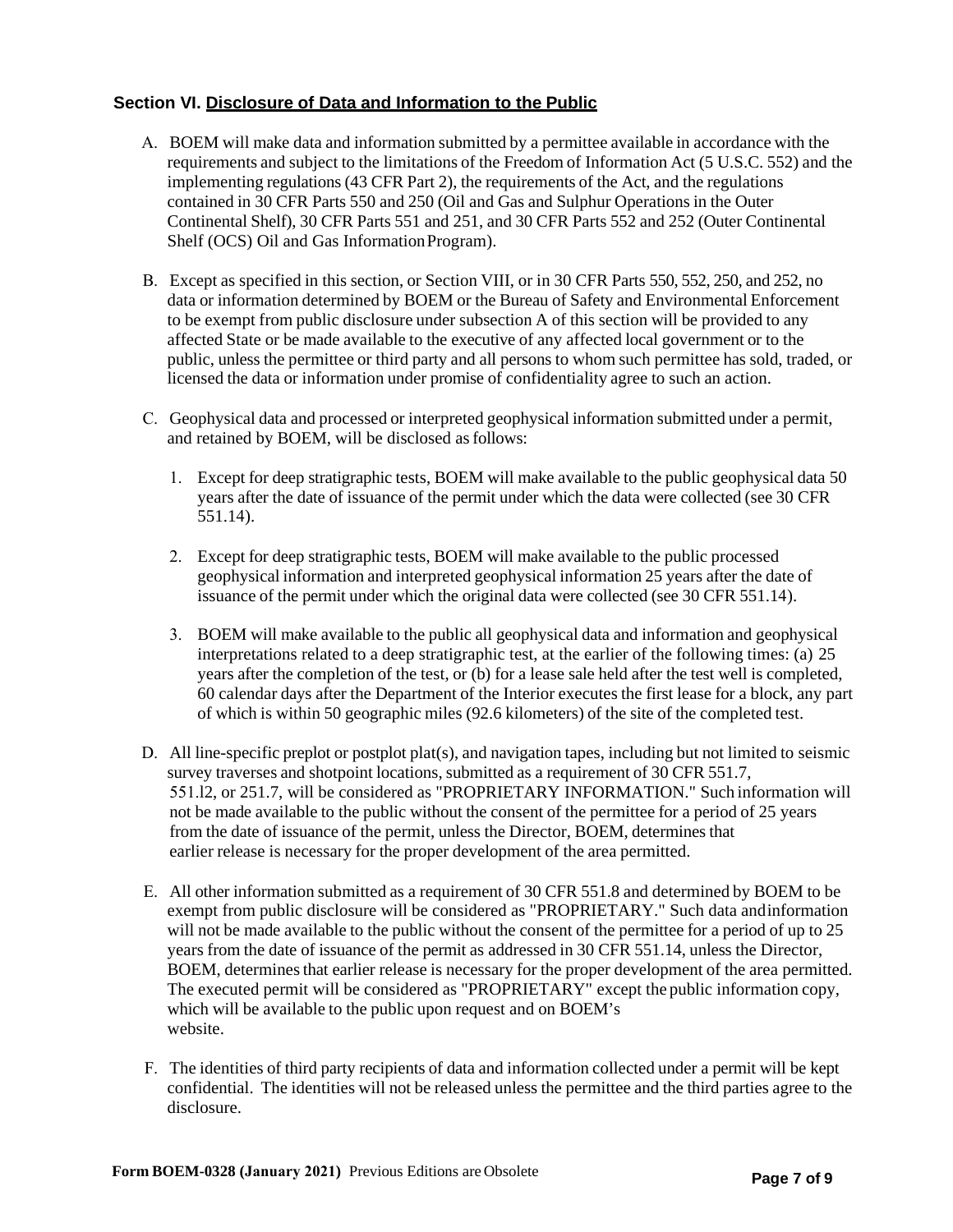### Section VI. Disclosure of Data and Information to the Public

A. BOEM will make data and information submitted by a permittee available in accordance with the requirements and subject to the limitations of the Freedom of Information Act (5 U.S.C. 552) and the implementing regulations (43 CFR Part 2), the requirements of the Act, and the regulations contained in 30 CFR Parts 550 and 250 (Oil and Gas and Sulphur Operations in the Outer Continental Shelf), 30 CFR Parts 551 and 251, and 30 CFR Parts 552 and 252 (Outer Continental Shelf (OCS) Oil and Gas Information Program).

B. Except as specified in this section, or Section VIII, or in 30 CFR Parts 550, 552, 250, and 252, no data or information determined by BOEM or the Bureau of Safety and Environmental Enforcement to be exempt from public disclosure under subsection A of this section will be provided to any affected State or be made available to the executive of any affected local government or to the public, unless the permittee or third party and all persons to whom such permittee has sold, traded, or licensed the data or information under promise of confidentiality agree to such an action.

C. Geophysical data and processed or interpreted geophysical information submitted under a permit, and retained by BOEM, will be disclosed as follows:

1. Except for deep stratigraphic tests, BOEM will make available to the public geophysical data 50 years after the date of issuance of the permit under which the data were collected (see 30 CFR 551.14).

2. Except for deep stratigraphic tests, BOEM will make available to the public processed geophysical information and interpreted geophysical information 25 years after the date of issuance of the permit under which the original data were collected (see 30 CFR 551.14).

3. BOEM will make available to the public all geophysical data and information and geophysical interpretations related to a deep stratigraphic test, at the earlier of the following times: (a) 25 years after the completion of the test, or (b) for a lease sale held after the test well is completed, 60 calendar days after the Department of the Interior executes the first lease for a block, any part of which is within 50 geographic miles (92.6 kilometers) of the site of the completed test.

D. All line-specific preplot or postplot plat(s), and navigation tapes, including but not limited to seismic survey traverses and shotpoint locations, submitted as a requirement of 30 CFR 551.7, 551.l2, or 251.7, will be considered as "PROPRIETARY INFORMATION." Such information will not be made available to the public without the consent of the permittee for a period of 25 years from the date of issuance of the permit, unless the Director, BOEM, determines that earlier release is necessary for the proper development of the area permitted.

E. All other information submitted as a requirement of 30 CFR 551.8 and determined by BOEM to be exempt from public disclosure will be considered as "PROPRIETARY." Such data and information will not be made available to the public without the consent of the permittee for a period of up to 25 years from the date of issuance of the permit as addressed in 30 CFR 551.14, unless the Director, BOEM, determines that earlier release is necessary for the proper development of the area permitted. The executed permit will be considered as "PROPRIETARY" except the public information copy, which will be available to the public upon request and on BOEM's website.

F. The identities of third party recipients of data and information collected under a permit will be kept confidential. The identities will not be released unless the permittee and the third parties agree to the disclosure.

**Form BOEM-0328 (January 2021)** Previous Editions are Obsolete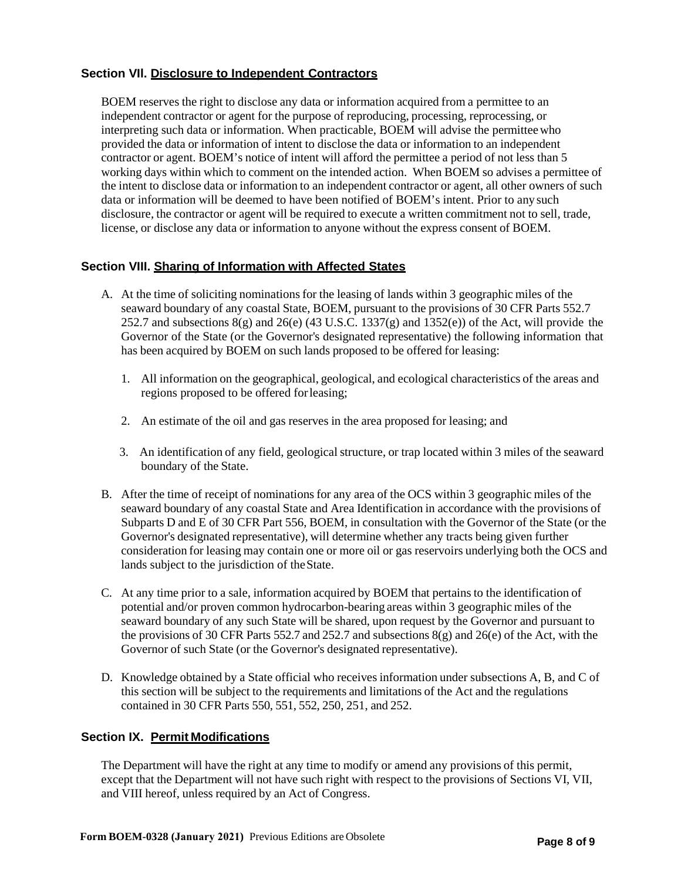## Section VII. <u>Disclosure to Independent Contractors</u>

BOEM reserves the right to disclose any data or information acquired from a permittee to an independent contractor or agent for the purpose of reproducing, processing, reprocessing, or interpreting such data or information. When practicable, BOEM will advise the permittee who provided the data or information of intent to disclose the data or information to an independent contractor or agent. BOEM's notice of intent will afford the permittee a period of not less than 5 working days within which to comment on the intended action. When BOEM so advises a permittee of the intent to disclose data or information to an independent contractor or agent, all other owners of such data or information will be deemed to have been notified of BOEM's intent. Prior to any such disclosure, the contractor or agent will be required to execute a written commitment not to sell, trade, license, or disclose any data or information to anyone without the express consent of BOEM.

## Section VIII. <u>Sharing of Information with Affected States</u>

A. At the time of soliciting nominations for the leasing of lands within 3 geographic miles of the seaward boundary of any coastal State, BOEM, pursuant to the provisions of 30 CFR Parts 552.7 252.7 and subsections 8(g) and 26(e) (43 U.S.C. 1337(g) and 1352(e)) of the Act, will provide the Governor of the State (or the Governor's designated representative) the following information that has been acquired by BOEM on such lands proposed to be offered for leasing:

   1. All information on the geographical, geological, and ecological characteristics of the areas and regions proposed to be offered for leasing;

   2. An estimate of the oil and gas reserves in the area proposed for leasing; and

   3. An identification of any field, geological structure, or trap located within 3 miles of the seaward boundary of the State.

B. After the time of receipt of nominations for any area of the OCS within 3 geographic miles of the seaward boundary of any coastal State and Area Identification in accordance with the provisions of Subparts D and E of 30 CFR Part 556, BOEM, in consultation with the Governor of the State (or the Governor's designated representative), will determine whether any tracts being given further consideration for leasing may contain one or more oil or gas reservoirs underlying both the OCS and lands subject to the jurisdiction of the State.

C. At any time prior to a sale, information acquired by BOEM that pertains to the identification of potential and/or proven common hydrocarbon-bearing areas within 3 geographic miles of the seaward boundary of any such State will be shared, upon request by the Governor and pursuant to the provisions of 30 CFR Parts 552.7 and 252.7 and subsections 8(g) and 26(e) of the Act, with the Governor of such State (or the Governor's designated representative).

D. Knowledge obtained by a State official who receives information under subsections A, B, and C of this section will be subject to the requirements and limitations of the Act and the regulations contained in 30 CFR Parts 550, 551, 552, 250, 251, and 252.

## Section IX. <u>Permit Modifications</u>

The Department will have the right at any time to modify or amend any provisions of this permit, except that the Department will not have such right with respect to the provisions of Sections VI, VII, and VIII hereof, unless required by an Act of Congress.

**Form BOEM-0328 (January 2021)** Previous Editions are Obsolete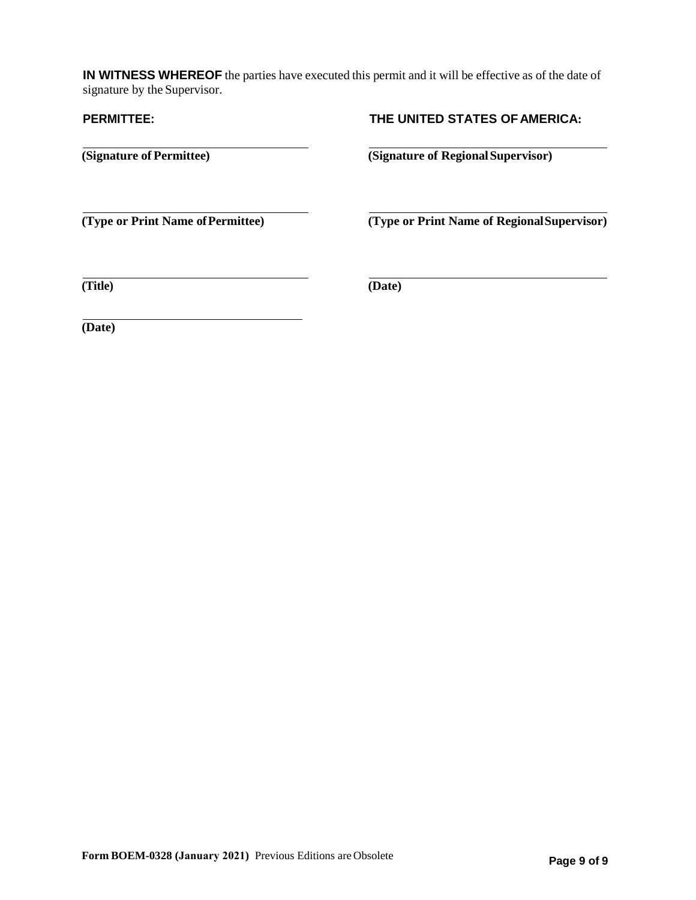**IN WITNESS WHEREOF** the parties have executed this permit and it will be effective as of the date of signature by the Supervisor.

**PERMITTEE:**

______________________________
**(Signature of Permittee)**

______________________________
**(Type or Print Name of Permittee)**

______________________________
**(Title)**

______________________________
**(Date)**

**THE UNITED STATES OF AMERICA:**

______________________________
**(Signature of Regional Supervisor)**

______________________________
**(Type or Print Name of Regional Supervisor)**

______________________________
**(Date)**

**Form BOEM-0328 (January 2021)** Previous Editions are Obsolete